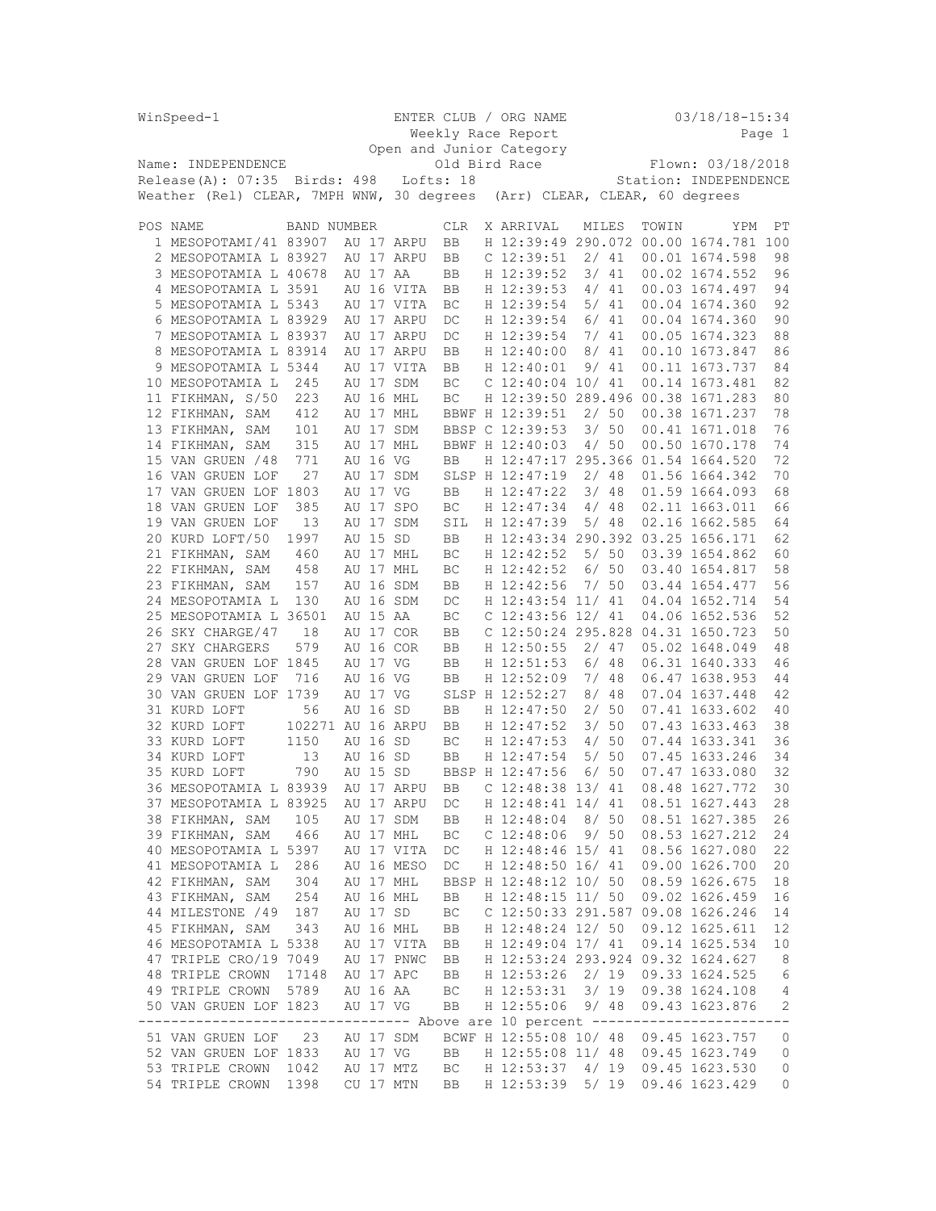WinSpeed-1 ENTER CLUB / ORG NAME 03/18/18-15:34

Weekly Race Report

Open and Junior Category

Name: INDEPENDENCE Old Bird Race Flown: 03/18/2018

Release(A): 07:35 Birds: 498 Lofts: 18 Station: INDEPENDENCE

Weather (Rel) CLEAR, 7MPH WNW, 30 degrees (Arr) CLEAR, CLEAR, 60 degrees

| POS | NAME | BAND NUMBER | CLR | X | ARRIVAL | MILES | TOWIN | YPM | PT |
|---|---|---|---|---|---|---|---|---|---|
| 1 | MESOPOTAMI/41 | 83907 AU 17 ARPU | BB | H | 12:39:49 | 290.072 | 00.00 | 1674.781 | 100 |
| 2 | MESOPOTAMIA L | 83927 AU 17 ARPU | BB | C | 12:39:51 | 2/ 41 | 00.01 | 1674.598 | 98 |
| 3 | MESOPOTAMIA L | 40678 AU 17 AA | BB | H | 12:39:52 | 3/ 41 | 00.02 | 1674.552 | 96 |
| 4 | MESOPOTAMIA L | 3591 AU 16 VITA | BB | H | 12:39:53 | 4/ 41 | 00.03 | 1674.497 | 94 |
| 5 | MESOPOTAMIA L | 5343 AU 17 VITA | BC | H | 12:39:54 | 5/ 41 | 00.04 | 1674.360 | 92 |
| 6 | MESOPOTAMIA L | 83929 AU 17 ARPU | DC | H | 12:39:54 | 6/ 41 | 00.04 | 1674.360 | 90 |
| 7 | MESOPOTAMIA L | 83937 AU 17 ARPU | DC | H | 12:39:54 | 7/ 41 | 00.05 | 1674.323 | 88 |
| 8 | MESOPOTAMIA L | 83914 AU 17 ARPU | BB | H | 12:40:00 | 8/ 41 | 00.10 | 1673.847 | 86 |
| 9 | MESOPOTAMIA L | 5344 AU 17 VITA | BB | H | 12:40:01 | 9/ 41 | 00.11 | 1673.737 | 84 |
| 10 | MESOPOTAMIA L | 245 AU 17 SDM | BC | C | 12:40:04 | 10/ 41 | 00.14 | 1673.481 | 82 |
| 11 | FIKHMAN, S/50 | 223 AU 16 MHL | BC | H | 12:39:50 | 289.496 | 00.38 | 1671.283 | 80 |
| 12 | FIKHMAN, SAM | 412 AU 17 MHL | BBWF | H | 12:39:51 | 2/ 50 | 00.38 | 1671.237 | 78 |
| 13 | FIKHMAN, SAM | 101 AU 17 SDM | BBSP | C | 12:39:53 | 3/ 50 | 00.41 | 1671.018 | 76 |
| 14 | FIKHMAN, SAM | 315 AU 17 MHL | BBWF | H | 12:40:03 | 4/ 50 | 00.50 | 1670.178 | 74 |
| 15 | VAN GRUEN /48 | 771 AU 16 VG | BB | H | 12:47:17 | 295.366 | 01.54 | 1664.520 | 72 |
| 16 | VAN GRUEN LOF | 27 AU 17 SDM | SLSP | H | 12:47:19 | 2/ 48 | 01.56 | 1664.342 | 70 |
| 17 | VAN GRUEN LOF | 1803 AU 17 VG | BB | H | 12:47:22 | 3/ 48 | 01.59 | 1664.093 | 68 |
| 18 | VAN GRUEN LOF | 385 AU 17 SPO | BC | H | 12:47:34 | 4/ 48 | 02.11 | 1663.011 | 66 |
| 19 | VAN GRUEN LOF | 13 AU 17 SDM | SIL | H | 12:47:39 | 5/ 48 | 02.16 | 1662.585 | 64 |
| 20 | KURD LOFT/50 | 1997 AU 15 SD | BB | H | 12:43:34 | 290.392 | 03.25 | 1656.171 | 62 |
| 21 | FIKHMAN, SAM | 460 AU 17 MHL | BC | H | 12:42:52 | 5/ 50 | 03.39 | 1654.862 | 60 |
| 22 | FIKHMAN, SAM | 458 AU 17 MHL | BC | H | 12:42:52 | 6/ 50 | 03.40 | 1654.817 | 58 |
| 23 | FIKHMAN, SAM | 157 AU 16 SDM | BB | H | 12:42:56 | 7/ 50 | 03.44 | 1654.477 | 56 |
| 24 | MESOPOTAMIA L | 130 AU 16 SDM | DC | H | 12:43:54 | 11/ 41 | 04.04 | 1652.714 | 54 |
| 25 | MESOPOTAMIA L | 36501 AU 15 AA | BC | C | 12:43:56 | 12/ 41 | 04.06 | 1652.536 | 52 |
| 26 | SKY CHARGE/47 | 18 AU 17 COR | BB | C | 12:50:24 | 295.828 | 04.31 | 1650.723 | 50 |
| 27 | SKY CHARGERS | 579 AU 16 COR | BB | H | 12:50:55 | 2/ 47 | 05.02 | 1648.049 | 48 |
| 28 | VAN GRUEN LOF | 1845 AU 17 VG | BB | H | 12:51:53 | 6/ 48 | 06.31 | 1640.333 | 46 |
| 29 | VAN GRUEN LOF | 716 AU 16 VG | BB | H | 12:52:09 | 7/ 48 | 06.47 | 1638.953 | 44 |
| 30 | VAN GRUEN LOF | 1739 AU 17 VG | SLSP | H | 12:52:27 | 8/ 48 | 07.04 | 1637.448 | 42 |
| 31 | KURD LOFT | 56 AU 16 SD | BB | H | 12:47:50 | 2/ 50 | 07.41 | 1633.602 | 40 |
| 32 | KURD LOFT | 102271 AU 16 ARPU | BB | H | 12:47:52 | 3/ 50 | 07.43 | 1633.463 | 38 |
| 33 | KURD LOFT | 1150 AU 16 SD | BC | H | 12:47:53 | 4/ 50 | 07.44 | 1633.341 | 36 |
| 34 | KURD LOFT | 13 AU 16 SD | BB | H | 12:47:54 | 5/ 50 | 07.45 | 1633.246 | 34 |
| 35 | KURD LOFT | 790 AU 15 SD | BBSP | H | 12:47:56 | 6/ 50 | 07.47 | 1633.080 | 32 |
| 36 | MESOPOTAMIA L | 83939 AU 17 ARPU | BB | C | 12:48:38 | 13/ 41 | 08.48 | 1627.772 | 30 |
| 37 | MESOPOTAMIA L | 83925 AU 17 ARPU | DC | H | 12:48:41 | 14/ 41 | 08.51 | 1627.443 | 28 |
| 38 | FIKHMAN, SAM | 105 AU 17 SDM | BB | H | 12:48:04 | 8/ 50 | 08.51 | 1627.385 | 26 |
| 39 | FIKHMAN, SAM | 466 AU 17 MHL | BC | C | 12:48:06 | 9/ 50 | 08.53 | 1627.212 | 24 |
| 40 | MESOPOTAMIA L | 5397 AU 17 VITA | DC | H | 12:48:46 | 15/ 41 | 08.56 | 1627.080 | 22 |
| 41 | MESOPOTAMIA L | 286 AU 16 MESO | DC | H | 12:48:50 | 16/ 41 | 09.00 | 1626.700 | 20 |
| 42 | FIKHMAN, SAM | 304 AU 17 MHL | BBSP | H | 12:48:12 | 10/ 50 | 08.59 | 1626.675 | 18 |
| 43 | FIKHMAN, SAM | 254 AU 16 MHL | BB | H | 12:48:15 | 11/ 50 | 09.02 | 1626.459 | 16 |
| 44 | MILESTONE /49 | 187 AU 17 SD | BC | C | 12:50:33 | 291.587 | 09.08 | 1626.246 | 14 |
| 45 | FIKHMAN, SAM | 343 AU 16 MHL | BB | H | 12:48:24 | 12/ 50 | 09.12 | 1625.611 | 12 |
| 46 | MESOPOTAMIA L | 5338 AU 17 VITA | BB | H | 12:49:04 | 17/ 41 | 09.14 | 1625.534 | 10 |
| 47 | TRIPLE CRO/19 | 7049 AU 17 PNWC | BB | H | 12:53:24 | 293.924 | 09.32 | 1624.627 | 8 |
| 48 | TRIPLE CROWN | 17148 AU 17 APC | BB | H | 12:53:26 | 2/ 19 | 09.33 | 1624.525 | 6 |
| 49 | TRIPLE CROWN | 5789 AU 16 AA | BC | H | 12:53:31 | 3/ 19 | 09.38 | 1624.108 | 4 |
| 50 | VAN GRUEN LOF | 1823 AU 17 VG | BB | H | 12:55:06 | 9/ 48 | 09.43 | 1623.876 | 2 |
| | ------ Above are 10 percent ------ | | | | | | | | |
| 51 | VAN GRUEN LOF | 23 AU 17 SDM | BCWF | H | 12:55:08 | 10/ 48 | 09.45 | 1623.757 | 0 |
| 52 | VAN GRUEN LOF | 1833 AU 17 VG | BB | H | 12:55:08 | 11/ 48 | 09.45 | 1623.749 | 0 |
| 53 | TRIPLE CROWN | 1042 AU 17 MTZ | BC | H | 12:53:37 | 4/ 19 | 09.45 | 1623.530 | 0 |
| 54 | TRIPLE CROWN | 1398 CU 17 MTN | BB | H | 12:53:39 | 5/ 19 | 09.46 | 1623.429 | 0 |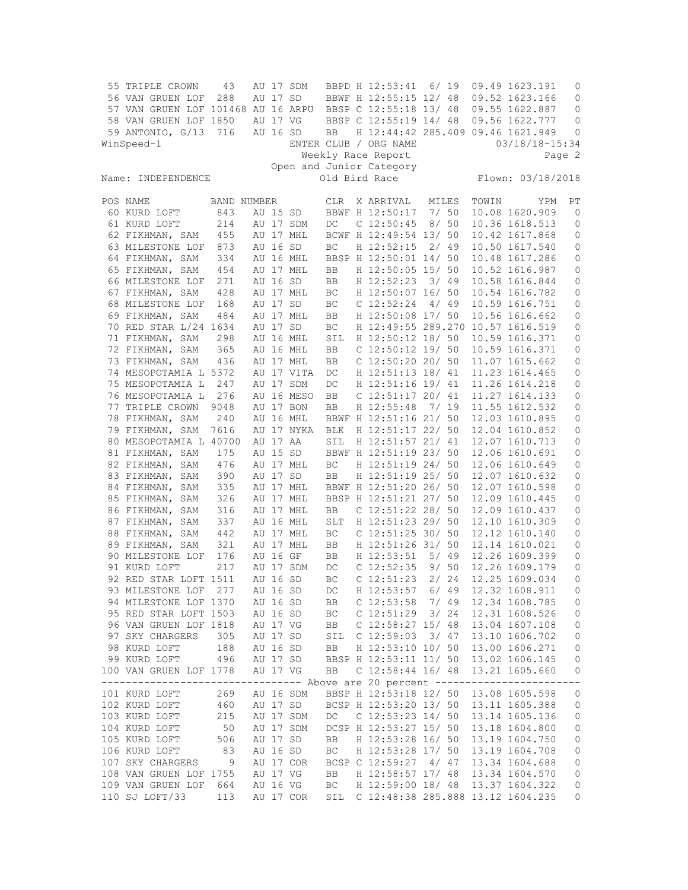| POS | NAME | BAND NUMBER | | | CLR | X | ARRIVAL | MILES | TOWIN | YPM | PT |
|---|---|---|---|---|---|---|---|---|---|---|---|
| 55 | TRIPLE CROWN | 43 | AU 17 | SDM | BBPD | H | 12:53:41 | 6/ 19 | 09.49 | 1623.191 | 0 |
| 56 | VAN GRUEN LOF | 288 | AU 17 | SD | BBWF | H | 12:55:15 | 12/ 48 | 09.52 | 1623.166 | 0 |
| 57 | VAN GRUEN LOF | 101468 | AU 16 | ARPU | BBSP | C | 12:55:18 | 13/ 48 | 09.55 | 1622.887 | 0 |
| 58 | VAN GRUEN LOF | 1850 | AU 17 | VG | BBSP | C | 12:55:19 | 14/ 48 | 09.56 | 1622.777 | 0 |
| 59 | ANTONIO, G/13 | 716 | AU 16 | SD | BB | H | 12:44:42 | 285.409 | 09.46 | 1621.949 | 0 |

WinSpeed-1 ENTER CLUB / ORG NAME 03/18/18-15:34

Weekly Race Report

Open and Junior Category

Name: INDEPENDENCE Old Bird Race Flown: 03/18/2018

| POS | NAME | BAND NUMBER | | | CLR | X | ARRIVAL | MILES | TOWIN | YPM | PT |
|---|---|---|---|---|---|---|---|---|---|---|---|
| 60 | KURD LOFT | 843 | AU 15 | SD | BBWF | H | 12:50:17 | 7/ 50 | 10.08 | 1620.909 | 0 |
| 61 | KURD LOFT | 214 | AU 17 | SDM | DC | C | 12:50:45 | 8/ 50 | 10.36 | 1618.513 | 0 |
| 62 | FIKHMAN, SAM | 455 | AU 17 | MHL | BCWF | H | 12:49:54 | 13/ 50 | 10.42 | 1617.868 | 0 |
| 63 | MILESTONE LOF | 873 | AU 16 | SD | BC | H | 12:52:15 | 2/ 49 | 10.50 | 1617.540 | 0 |
| 64 | FIKHMAN, SAM | 334 | AU 16 | MHL | BBSP | H | 12:50:01 | 14/ 50 | 10.48 | 1617.286 | 0 |
| 65 | FIKHMAN, SAM | 454 | AU 17 | MHL | BB | H | 12:50:05 | 15/ 50 | 10.52 | 1616.987 | 0 |
| 66 | MILESTONE LOF | 271 | AU 16 | SD | BB | H | 12:52:23 | 3/ 49 | 10.58 | 1616.844 | 0 |
| 67 | FIKHMAN, SAM | 428 | AU 17 | MHL | BC | H | 12:50:07 | 16/ 50 | 10.54 | 1616.782 | 0 |
| 68 | MILESTONE LOF | 168 | AU 17 | SD | BC | C | 12:52:24 | 4/ 49 | 10.59 | 1616.751 | 0 |
| 69 | FIKHMAN, SAM | 484 | AU 17 | MHL | BB | H | 12:50:08 | 17/ 50 | 10.56 | 1616.662 | 0 |
| 70 | RED STAR L/24 | 1634 | AU 17 | SD | BC | H | 12:49:55 | 289.270 | 10.57 | 1616.519 | 0 |
| 71 | FIKHMAN, SAM | 298 | AU 16 | MHL | SIL | H | 12:50:12 | 18/ 50 | 10.59 | 1616.371 | 0 |
| 72 | FIKHMAN, SAM | 365 | AU 16 | MHL | BB | C | 12:50:12 | 19/ 50 | 10.59 | 1616.371 | 0 |
| 73 | FIKHMAN, SAM | 436 | AU 17 | MHL | BB | C | 12:50:20 | 20/ 50 | 11.07 | 1615.662 | 0 |
| 74 | MESOPOTAMIA L | 5372 | AU 17 | VITA | DC | H | 12:51:13 | 18/ 41 | 11.23 | 1614.465 | 0 |
| 75 | MESOPOTAMIA L | 247 | AU 17 | SDM | DC | H | 12:51:16 | 19/ 41 | 11.26 | 1614.218 | 0 |
| 76 | MESOPOTAMIA L | 276 | AU 16 | MESO | BB | C | 12:51:17 | 20/ 41 | 11.27 | 1614.133 | 0 |
| 77 | TRIPLE CROWN | 9048 | AU 17 | BON | BB | H | 12:55:48 | 7/ 19 | 11.55 | 1612.532 | 0 |
| 78 | FIKHMAN, SAM | 240 | AU 16 | MHL | BBWF | H | 12:51:16 | 21/ 50 | 12.03 | 1610.895 | 0 |
| 79 | FIKHMAN, SAM | 7616 | AU 17 | NYKA | BLK | H | 12:51:17 | 22/ 50 | 12.04 | 1610.852 | 0 |
| 80 | MESOPOTAMIA L | 40700 | AU 17 | AA | SIL | H | 12:51:57 | 21/ 41 | 12.07 | 1610.713 | 0 |
| 81 | FIKHMAN, SAM | 175 | AU 15 | SD | BBWF | H | 12:51:19 | 23/ 50 | 12.06 | 1610.691 | 0 |
| 82 | FIKHMAN, SAM | 476 | AU 17 | MHL | BC | H | 12:51:19 | 24/ 50 | 12.06 | 1610.649 | 0 |
| 83 | FIKHMAN, SAM | 390 | AU 17 | SD | BB | H | 12:51:19 | 25/ 50 | 12.07 | 1610.632 | 0 |
| 84 | FIKHMAN, SAM | 335 | AU 17 | MHL | BBWF | H | 12:51:20 | 26/ 50 | 12.07 | 1610.598 | 0 |
| 85 | FIKHMAN, SAM | 326 | AU 17 | MHL | BBSP | H | 12:51:21 | 27/ 50 | 12.09 | 1610.445 | 0 |
| 86 | FIKHMAN, SAM | 316 | AU 17 | MHL | BB | C | 12:51:22 | 28/ 50 | 12.09 | 1610.437 | 0 |
| 87 | FIKHMAN, SAM | 337 | AU 16 | MHL | SLT | H | 12:51:23 | 29/ 50 | 12.10 | 1610.309 | 0 |
| 88 | FIKHMAN, SAM | 442 | AU 17 | MHL | BC | C | 12:51:25 | 30/ 50 | 12.12 | 1610.140 | 0 |
| 89 | FIKHMAN, SAM | 321 | AU 17 | MHL | BB | H | 12:51:26 | 31/ 50 | 12.14 | 1610.021 | 0 |
| 90 | MILESTONE LOF | 176 | AU 16 | GF | BB | H | 12:53:51 | 5/ 49 | 12.26 | 1609.399 | 0 |
| 91 | KURD LOFT | 217 | AU 17 | SDM | DC | C | 12:52:35 | 9/ 50 | 12.26 | 1609.179 | 0 |
| 92 | RED STAR LOFT | 1511 | AU 16 | SD | BC | C | 12:51:23 | 2/ 24 | 12.25 | 1609.034 | 0 |
| 93 | MILESTONE LOF | 277 | AU 16 | SD | DC | H | 12:53:57 | 6/ 49 | 12.32 | 1608.911 | 0 |
| 94 | MILESTONE LOF | 1370 | AU 16 | SD | BB | C | 12:53:58 | 7/ 49 | 12.34 | 1608.785 | 0 |
| 95 | RED STAR LOFT | 1503 | AU 16 | SD | BC | C | 12:51:29 | 3/ 24 | 12.31 | 1608.526 | 0 |
| 96 | VAN GRUEN LOF | 1818 | AU 17 | VG | BB | C | 12:58:27 | 15/ 48 | 13.04 | 1607.108 | 0 |
| 97 | SKY CHARGERS | 305 | AU 17 | SD | SIL | C | 12:59:03 | 3/ 47 | 13.10 | 1606.702 | 0 |
| 98 | KURD LOFT | 188 | AU 16 | SD | BB | H | 12:53:10 | 10/ 50 | 13.00 | 1606.271 | 0 |
| 99 | KURD LOFT | 496 | AU 17 | SD | BBSP | H | 12:53:11 | 11/ 50 | 13.02 | 1606.145 | 0 |
| 100 | VAN GRUEN LOF | 1778 | AU 17 | VG | BB | C | 12:58:44 | 16/ 48 | 13.21 | 1605.660 | 0 |

--------------------------------- Above are 20 percent -----------------------

| POS | NAME | BAND NUMBER | | | CLR | X | ARRIVAL | MILES | TOWIN | YPM | PT |
|---|---|---|---|---|---|---|---|---|---|---|---|
| 101 | KURD LOFT | 269 | AU 16 | SDM | BBSP | H | 12:53:18 | 12/ 50 | 13.08 | 1605.598 | 0 |
| 102 | KURD LOFT | 460 | AU 17 | SD | BCSP | H | 12:53:20 | 13/ 50 | 13.11 | 1605.388 | 0 |
| 103 | KURD LOFT | 215 | AU 17 | SDM | DC | C | 12:53:23 | 14/ 50 | 13.14 | 1605.136 | 0 |
| 104 | KURD LOFT | 50 | AU 17 | SDM | DCSP | H | 12:53:27 | 15/ 50 | 13.18 | 1604.800 | 0 |
| 105 | KURD LOFT | 506 | AU 17 | SD | BB | H | 12:53:28 | 16/ 50 | 13.19 | 1604.750 | 0 |
| 106 | KURD LOFT | 83 | AU 16 | SD | BC | H | 12:53:28 | 17/ 50 | 13.19 | 1604.708 | 0 |
| 107 | SKY CHARGERS | 9 | AU 17 | COR | BCSP | C | 12:59:27 | 4/ 47 | 13.34 | 1604.688 | 0 |
| 108 | VAN GRUEN LOF | 1755 | AU 17 | VG | BB | H | 12:58:57 | 17/ 48 | 13.34 | 1604.570 | 0 |
| 109 | VAN GRUEN LOF | 664 | AU 16 | VG | BC | H | 12:59:00 | 18/ 48 | 13.37 | 1604.322 | 0 |
| 110 | SJ LOFT/33 | 113 | AU 17 | COR | SIL | C | 12:48:38 | 285.888 | 13.12 | 1604.235 | 0 |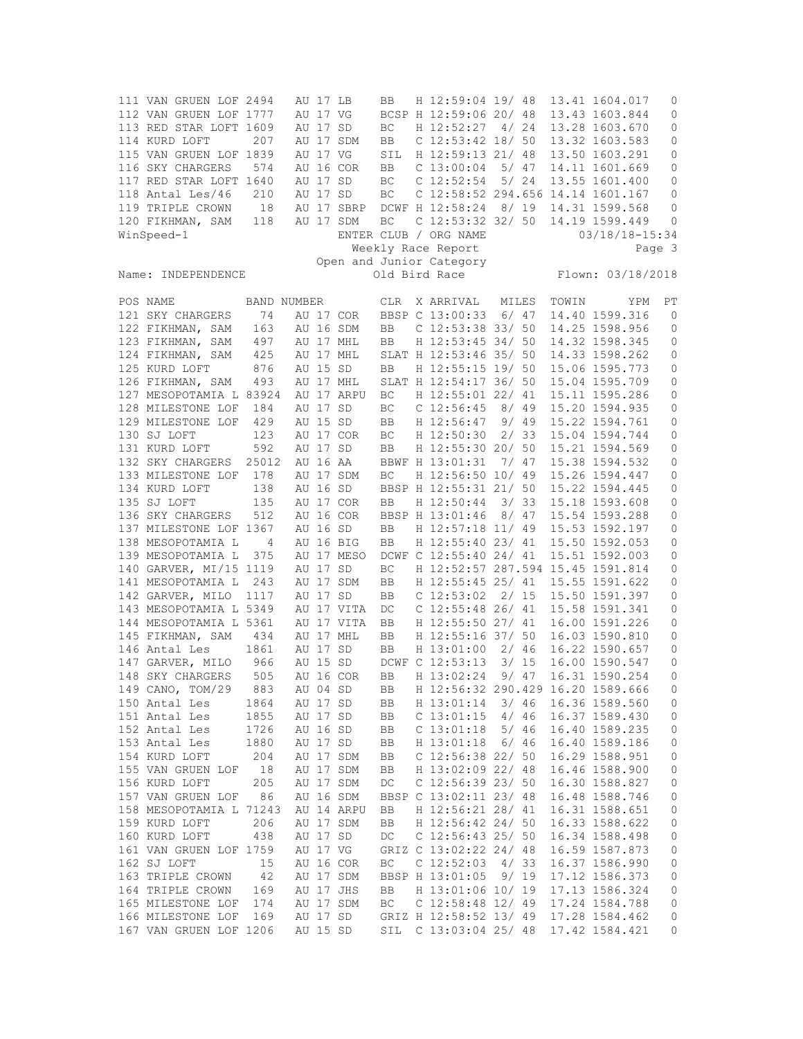| POS | NAME | BAND NUMBER | | | CLR | X | ARRIVAL | MILES | TOWIN | YPM | PT |
|---|---|---|---|---|---|---|---|---|---|---|---|
| 111 | VAN GRUEN LOF | 2494 | AU 17 | LB | BB | H | 12:59:04 | 19/ 48 | 13.41 | 1604.017 | 0 |
| 112 | VAN GRUEN LOF | 1777 | AU 17 | VG | BCSP | H | 12:59:06 | 20/ 48 | 13.43 | 1603.844 | 0 |
| 113 | RED STAR LOFT | 1609 | AU 17 | SD | BC | H | 12:52:27 | 4/ 24 | 13.28 | 1603.670 | 0 |
| 114 | KURD LOFT | 207 | AU 17 | SDM | BB | C | 12:53:42 | 18/ 50 | 13.32 | 1603.583 | 0 |
| 115 | VAN GRUEN LOF | 1839 | AU 17 | VG | SIL | H | 12:59:13 | 21/ 48 | 13.50 | 1603.291 | 0 |
| 116 | SKY CHARGERS | 574 | AU 16 | COR | BB | C | 13:00:04 | 5/ 47 | 14.11 | 1601.669 | 0 |
| 117 | RED STAR LOFT | 1640 | AU 17 | SD | BC | C | 12:52:54 | 5/ 24 | 13.55 | 1601.400 | 0 |
| 118 | Antal Les/46 | 210 | AU 17 | SD | BC | C | 12:58:52 | 294.656 | 14.14 | 1601.167 | 0 |
| 119 | TRIPLE CROWN | 18 | AU 17 | SBRP | DCWF | H | 12:58:24 | 8/ 19 | 14.31 | 1599.568 | 0 |
| 120 | FIKHMAN, SAM | 118 | AU 17 | SDM | BC | C | 12:53:32 | 32/ 50 | 14.19 | 1599.449 | 0 |

WinSpeed-1 ENTER CLUB / ORG NAME 03/18/18-15:34

Weekly Race Report

Open and Junior Category

Name: INDEPENDENCE Old Bird Race Flown: 03/18/2018

| POS | NAME | BAND NUMBER | | | CLR | X | ARRIVAL | MILES | TOWIN | YPM | PT |
|---|---|---|---|---|---|---|---|---|---|---|---|
| 121 | SKY CHARGERS | 74 | AU 17 | COR | BBSP | C | 13:00:33 | 6/ 47 | 14.40 | 1599.316 | 0 |
| 122 | FIKHMAN, SAM | 163 | AU 16 | SDM | BB | C | 12:53:38 | 33/ 50 | 14.25 | 1598.956 | 0 |
| 123 | FIKHMAN, SAM | 497 | AU 17 | MHL | BB | H | 12:53:45 | 34/ 50 | 14.32 | 1598.345 | 0 |
| 124 | FIKHMAN, SAM | 425 | AU 17 | MHL | SLAT | H | 12:53:46 | 35/ 50 | 14.33 | 1598.262 | 0 |
| 125 | KURD LOFT | 876 | AU 15 | SD | BB | H | 12:55:15 | 19/ 50 | 15.06 | 1595.773 | 0 |
| 126 | FIKHMAN, SAM | 493 | AU 17 | MHL | SLAT | H | 12:54:17 | 36/ 50 | 15.04 | 1595.709 | 0 |
| 127 | MESOPOTAMIA L | 83924 | AU 17 | ARPU | BC | H | 12:55:01 | 22/ 41 | 15.11 | 1595.286 | 0 |
| 128 | MILESTONE LOF | 184 | AU 17 | SD | BC | C | 12:56:45 | 8/ 49 | 15.20 | 1594.935 | 0 |
| 129 | MILESTONE LOF | 429 | AU 15 | SD | BB | H | 12:56:47 | 9/ 49 | 15.22 | 1594.761 | 0 |
| 130 | SJ LOFT | 123 | AU 17 | COR | BC | H | 12:50:30 | 2/ 33 | 15.04 | 1594.744 | 0 |
| 131 | KURD LOFT | 592 | AU 17 | SD | BB | H | 12:55:30 | 20/ 50 | 15.21 | 1594.569 | 0 |
| 132 | SKY CHARGERS | 25012 | AU 16 | AA | BBWF | H | 13:01:31 | 7/ 47 | 15.38 | 1594.532 | 0 |
| 133 | MILESTONE LOF | 178 | AU 17 | SDM | BC | H | 12:56:50 | 10/ 49 | 15.26 | 1594.447 | 0 |
| 134 | KURD LOFT | 138 | AU 16 | SD | BBSP | H | 12:55:31 | 21/ 50 | 15.22 | 1594.445 | 0 |
| 135 | SJ LOFT | 135 | AU 17 | COR | BB | H | 12:50:44 | 3/ 33 | 15.18 | 1593.608 | 0 |
| 136 | SKY CHARGERS | 512 | AU 16 | COR | BBSP | H | 13:01:46 | 8/ 47 | 15.54 | 1593.288 | 0 |
| 137 | MILESTONE LOF | 1367 | AU 16 | SD | BB | H | 12:57:18 | 11/ 49 | 15.53 | 1592.197 | 0 |
| 138 | MESOPOTAMIA L | 4 | AU 16 | BIG | BB | H | 12:55:40 | 23/ 41 | 15.50 | 1592.053 | 0 |
| 139 | MESOPOTAMIA L | 375 | AU 17 | MESO | DCWF | C | 12:55:40 | 24/ 41 | 15.51 | 1592.003 | 0 |
| 140 | GARVER, MI/15 | 1119 | AU 17 | SD | BC | H | 12:52:57 | 287.594 | 15.45 | 1591.814 | 0 |
| 141 | MESOPOTAMIA L | 243 | AU 17 | SDM | BB | H | 12:55:45 | 25/ 41 | 15.55 | 1591.622 | 0 |
| 142 | GARVER, MILO | 1117 | AU 17 | SD | BB | C | 12:53:02 | 2/ 15 | 15.50 | 1591.397 | 0 |
| 143 | MESOPOTAMIA L | 5349 | AU 17 | VITA | DC | C | 12:55:48 | 26/ 41 | 15.58 | 1591.341 | 0 |
| 144 | MESOPOTAMIA L | 5361 | AU 17 | VITA | BB | H | 12:55:50 | 27/ 41 | 16.00 | 1591.226 | 0 |
| 145 | FIKHMAN, SAM | 434 | AU 17 | MHL | BB | H | 12:55:16 | 37/ 50 | 16.03 | 1590.810 | 0 |
| 146 | Antal Les | 1861 | AU 17 | SD | BB | H | 13:01:00 | 2/ 46 | 16.22 | 1590.657 | 0 |
| 147 | GARVER, MILO | 966 | AU 15 | SD | DCWF | C | 12:53:13 | 3/ 15 | 16.00 | 1590.547 | 0 |
| 148 | SKY CHARGERS | 505 | AU 16 | COR | BB | H | 13:02:24 | 9/ 47 | 16.31 | 1590.254 | 0 |
| 149 | CANO, TOM/29 | 883 | AU 04 | SD | BB | H | 12:56:32 | 290.429 | 16.20 | 1589.666 | 0 |
| 150 | Antal Les | 1864 | AU 17 | SD | BB | H | 13:01:14 | 3/ 46 | 16.36 | 1589.560 | 0 |
| 151 | Antal Les | 1855 | AU 17 | SD | BB | C | 13:01:15 | 4/ 46 | 16.37 | 1589.430 | 0 |
| 152 | Antal Les | 1726 | AU 16 | SD | BB | C | 13:01:18 | 5/ 46 | 16.40 | 1589.235 | 0 |
| 153 | Antal Les | 1880 | AU 17 | SD | BB | H | 13:01:18 | 6/ 46 | 16.40 | 1589.186 | 0 |
| 154 | KURD LOFT | 204 | AU 17 | SDM | BB | C | 12:56:38 | 22/ 50 | 16.29 | 1588.951 | 0 |
| 155 | VAN GRUEN LOF | 18 | AU 17 | SDM | BB | H | 13:02:09 | 22/ 48 | 16.46 | 1588.900 | 0 |
| 156 | KURD LOFT | 205 | AU 17 | SDM | DC | C | 12:56:39 | 23/ 50 | 16.30 | 1588.827 | 0 |
| 157 | VAN GRUEN LOF | 86 | AU 16 | SDM | BBSP | C | 13:02:11 | 23/ 48 | 16.48 | 1588.746 | 0 |
| 158 | MESOPOTAMIA L | 71243 | AU 14 | ARPU | BB | H | 12:56:21 | 28/ 41 | 16.31 | 1588.651 | 0 |
| 159 | KURD LOFT | 206 | AU 17 | SDM | BB | H | 12:56:42 | 24/ 50 | 16.33 | 1588.622 | 0 |
| 160 | KURD LOFT | 438 | AU 17 | SD | DC | C | 12:56:43 | 25/ 50 | 16.34 | 1588.498 | 0 |
| 161 | VAN GRUEN LOF | 1759 | AU 17 | VG | GRIZ | C | 13:02:22 | 24/ 48 | 16.59 | 1587.873 | 0 |
| 162 | SJ LOFT | 15 | AU 16 | COR | BC | C | 12:52:03 | 4/ 33 | 16.37 | 1586.990 | 0 |
| 163 | TRIPLE CROWN | 42 | AU 17 | SDM | BBSP | H | 13:01:05 | 9/ 19 | 17.12 | 1586.373 | 0 |
| 164 | TRIPLE CROWN | 169 | AU 17 | JHS | BB | H | 13:01:06 | 10/ 19 | 17.13 | 1586.324 | 0 |
| 165 | MILESTONE LOF | 174 | AU 17 | SDM | BC | C | 12:58:48 | 12/ 49 | 17.24 | 1584.788 | 0 |
| 166 | MILESTONE LOF | 169 | AU 17 | SD | GRIZ | H | 12:58:52 | 13/ 49 | 17.28 | 1584.462 | 0 |
| 167 | VAN GRUEN LOF | 1206 | AU 15 | SD | SIL | C | 13:03:04 | 25/ 48 | 17.42 | 1584.421 | 0 |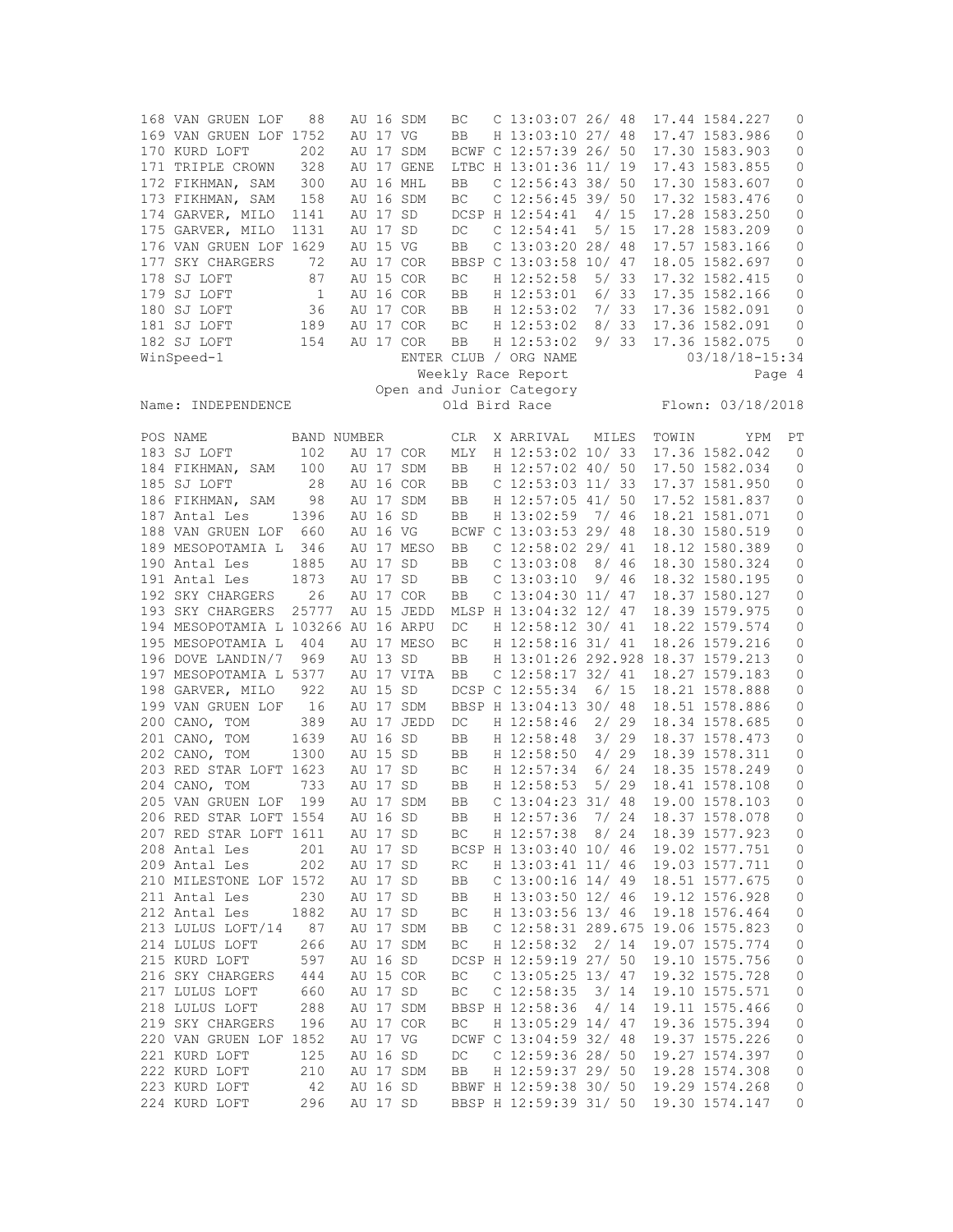| POS | NAME | BAND NUMBER | | | CLR | X | ARRIVAL | MILES | TOWIN | YPM | PT |
|---|---|---|---|---|---|---|---|---|---|---|---|
| 168 | VAN GRUEN LOF | 88 | AU 16 | SDM | BC | C | 13:03:07 | 26/ 48 | 17.44 | 1584.227 | 0 |
| 169 | VAN GRUEN LOF | 1752 | AU 17 | VG | BB | H | 13:03:10 | 27/ 48 | 17.47 | 1583.986 | 0 |
| 170 | KURD LOFT | 202 | AU 17 | SDM | BCWF | C | 12:57:39 | 26/ 50 | 17.30 | 1583.903 | 0 |
| 171 | TRIPLE CROWN | 328 | AU 17 | GENE | LTBC | H | 13:01:36 | 11/ 19 | 17.43 | 1583.855 | 0 |
| 172 | FIKHMAN, SAM | 300 | AU 16 | MHL | BB | C | 12:56:43 | 38/ 50 | 17.30 | 1583.607 | 0 |
| 173 | FIKHMAN, SAM | 158 | AU 16 | SDM | BC | C | 12:56:45 | 39/ 50 | 17.32 | 1583.476 | 0 |
| 174 | GARVER, MILO | 1141 | AU 17 | SD | DCSP | H | 12:54:41 | 4/ 15 | 17.28 | 1583.250 | 0 |
| 175 | GARVER, MILO | 1131 | AU 17 | SD | DC | C | 12:54:41 | 5/ 15 | 17.28 | 1583.209 | 0 |
| 176 | VAN GRUEN LOF | 1629 | AU 15 | VG | BB | C | 13:03:20 | 28/ 48 | 17.57 | 1583.166 | 0 |
| 177 | SKY CHARGERS | 72 | AU 17 | COR | BBSP | C | 13:03:58 | 10/ 47 | 18.05 | 1582.697 | 0 |
| 178 | SJ LOFT | 87 | AU 15 | COR | BC | H | 12:52:58 | 5/ 33 | 17.32 | 1582.415 | 0 |
| 179 | SJ LOFT | 1 | AU 16 | COR | BB | H | 12:53:01 | 6/ 33 | 17.35 | 1582.166 | 0 |
| 180 | SJ LOFT | 36 | AU 17 | COR | BB | H | 12:53:02 | 7/ 33 | 17.36 | 1582.091 | 0 |
| 181 | SJ LOFT | 189 | AU 17 | COR | BC | H | 12:53:02 | 8/ 33 | 17.36 | 1582.091 | 0 |
| 182 | SJ LOFT | 154 | AU 17 | COR | BB | H | 12:53:02 | 9/ 33 | 17.36 | 1582.075 | 0 |

WinSpeed-1 ENTER CLUB / ORG NAME 03/18/18-15:34

Weekly Race Report

Open and Junior Category

Name: INDEPENDENCE Old Bird Race Flown: 03/18/2018

| POS | NAME | BAND NUMBER | | | CLR | X | ARRIVAL | MILES | TOWIN | YPM | PT |
|---|---|---|---|---|---|---|---|---|---|---|---|
| 183 | SJ LOFT | 102 | AU 17 | COR | MLY | H | 12:53:02 | 10/ 33 | 17.36 | 1582.042 | 0 |
| 184 | FIKHMAN, SAM | 100 | AU 17 | SDM | BB | H | 12:57:02 | 40/ 50 | 17.50 | 1582.034 | 0 |
| 185 | SJ LOFT | 28 | AU 16 | COR | BB | C | 12:53:03 | 11/ 33 | 17.37 | 1581.950 | 0 |
| 186 | FIKHMAN, SAM | 98 | AU 17 | SDM | BB | H | 12:57:05 | 41/ 50 | 17.52 | 1581.837 | 0 |
| 187 | Antal Les | 1396 | AU 16 | SD | BB | H | 13:02:59 | 7/ 46 | 18.21 | 1581.071 | 0 |
| 188 | VAN GRUEN LOF | 660 | AU 16 | VG | BCWF | C | 13:03:53 | 29/ 48 | 18.30 | 1580.519 | 0 |
| 189 | MESOPOTAMIA L | 346 | AU 17 | MESO | BB | C | 12:58:02 | 29/ 41 | 18.12 | 1580.389 | 0 |
| 190 | Antal Les | 1885 | AU 17 | SD | BB | C | 13:03:08 | 8/ 46 | 18.30 | 1580.324 | 0 |
| 191 | Antal Les | 1873 | AU 17 | SD | BB | C | 13:03:10 | 9/ 46 | 18.32 | 1580.195 | 0 |
| 192 | SKY CHARGERS | 26 | AU 17 | COR | BB | C | 13:04:30 | 11/ 47 | 18.37 | 1580.127 | 0 |
| 193 | SKY CHARGERS | 25777 | AU 15 | JEDD | MLSP | H | 13:04:32 | 12/ 47 | 18.39 | 1579.975 | 0 |
| 194 | MESOPOTAMIA L | 103266 | AU 16 | ARPU | DC | H | 12:58:12 | 30/ 41 | 18.22 | 1579.574 | 0 |
| 195 | MESOPOTAMIA L | 404 | AU 17 | MESO | BC | H | 12:58:16 | 31/ 41 | 18.26 | 1579.216 | 0 |
| 196 | DOVE LANDIN/7 | 969 | AU 13 | SD | BB | H | 13:01:26 | 292.928 | 18.37 | 1579.213 | 0 |
| 197 | MESOPOTAMIA L | 5377 | AU 17 | VITA | BB | C | 12:58:17 | 32/ 41 | 18.27 | 1579.183 | 0 |
| 198 | GARVER, MILO | 922 | AU 15 | SD | DCSP | C | 12:55:34 | 6/ 15 | 18.21 | 1578.888 | 0 |
| 199 | VAN GRUEN LOF | 16 | AU 17 | SDM | BBSP | H | 13:04:13 | 30/ 48 | 18.51 | 1578.886 | 0 |
| 200 | CANO, TOM | 389 | AU 17 | JEDD | DC | H | 12:58:46 | 2/ 29 | 18.34 | 1578.685 | 0 |
| 201 | CANO, TOM | 1639 | AU 16 | SD | BB | H | 12:58:48 | 3/ 29 | 18.37 | 1578.473 | 0 |
| 202 | CANO, TOM | 1300 | AU 15 | SD | BB | H | 12:58:50 | 4/ 29 | 18.39 | 1578.311 | 0 |
| 203 | RED STAR LOFT | 1623 | AU 17 | SD | BC | H | 12:57:34 | 6/ 24 | 18.35 | 1578.249 | 0 |
| 204 | CANO, TOM | 733 | AU 17 | SD | BB | H | 12:58:53 | 5/ 29 | 18.41 | 1578.108 | 0 |
| 205 | VAN GRUEN LOF | 199 | AU 17 | SDM | BB | C | 13:04:23 | 31/ 48 | 19.00 | 1578.103 | 0 |
| 206 | RED STAR LOFT | 1554 | AU 16 | SD | BB | H | 12:57:36 | 7/ 24 | 18.37 | 1578.078 | 0 |
| 207 | RED STAR LOFT | 1611 | AU 17 | SD | BC | H | 12:57:38 | 8/ 24 | 18.39 | 1577.923 | 0 |
| 208 | Antal Les | 201 | AU 17 | SD | BCSP | H | 13:03:40 | 10/ 46 | 19.02 | 1577.751 | 0 |
| 209 | Antal Les | 202 | AU 17 | SD | RC | H | 13:03:41 | 11/ 46 | 19.03 | 1577.711 | 0 |
| 210 | MILESTONE LOF | 1572 | AU 17 | SD | BB | C | 13:00:16 | 14/ 49 | 18.51 | 1577.675 | 0 |
| 211 | Antal Les | 230 | AU 17 | SD | BB | H | 13:03:50 | 12/ 46 | 19.12 | 1576.928 | 0 |
| 212 | Antal Les | 1882 | AU 17 | SD | BC | H | 13:03:56 | 13/ 46 | 19.18 | 1576.464 | 0 |
| 213 | LULUS LOFT/14 | 87 | AU 17 | SDM | BB | C | 12:58:31 | 289.675 | 19.06 | 1575.823 | 0 |
| 214 | LULUS LOFT | 266 | AU 17 | SDM | BC | H | 12:58:32 | 2/ 14 | 19.07 | 1575.774 | 0 |
| 215 | KURD LOFT | 597 | AU 16 | SD | DCSP | H | 12:59:19 | 27/ 50 | 19.10 | 1575.756 | 0 |
| 216 | SKY CHARGERS | 444 | AU 15 | COR | BC | C | 13:05:25 | 13/ 47 | 19.32 | 1575.728 | 0 |
| 217 | LULUS LOFT | 660 | AU 17 | SD | BC | C | 12:58:35 | 3/ 14 | 19.10 | 1575.571 | 0 |
| 218 | LULUS LOFT | 288 | AU 17 | SDM | BBSP | H | 12:58:36 | 4/ 14 | 19.11 | 1575.466 | 0 |
| 219 | SKY CHARGERS | 196 | AU 17 | COR | BC | H | 13:05:29 | 14/ 47 | 19.36 | 1575.394 | 0 |
| 220 | VAN GRUEN LOF | 1852 | AU 17 | VG | DCWF | C | 13:04:59 | 32/ 48 | 19.37 | 1575.226 | 0 |
| 221 | KURD LOFT | 125 | AU 16 | SD | DC | C | 12:59:36 | 28/ 50 | 19.27 | 1574.397 | 0 |
| 222 | KURD LOFT | 210 | AU 17 | SDM | BB | H | 12:59:37 | 29/ 50 | 19.28 | 1574.308 | 0 |
| 223 | KURD LOFT | 42 | AU 16 | SD | BBWF | H | 12:59:38 | 30/ 50 | 19.29 | 1574.268 | 0 |
| 224 | KURD LOFT | 296 | AU 17 | SD | BBSP | H | 12:59:39 | 31/ 50 | 19.30 | 1574.147 | 0 |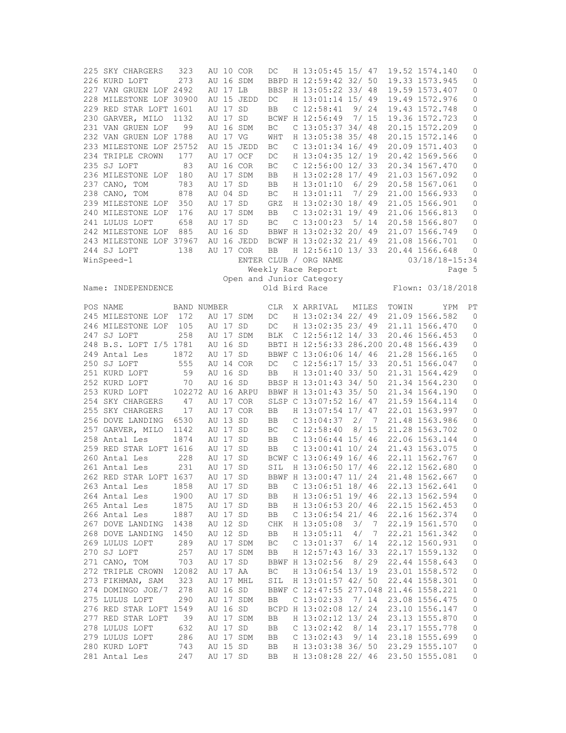| POS | NAME | BAND NUMBER | | | | CLR | X | ARRIVAL | MILES | TOWIN | YPM | PT |
|---|---|---|---|---|---|---|---|---|---|---|---|---|
| 225 | SKY CHARGERS | 323 | AU | 10 | COR | DC | H | 13:05:45 | 15/ 47 | 19.52 | 1574.140 | 0 |
| 226 | KURD LOFT | 273 | AU | 16 | SDM | BBPD | H | 12:59:42 | 32/ 50 | 19.33 | 1573.945 | 0 |
| 227 | VAN GRUEN LOF | 2492 | AU | 17 | LB | BBSP | H | 13:05:22 | 33/ 48 | 19.59 | 1573.407 | 0 |
| 228 | MILESTONE LOF | 30900 | AU | 15 | JEDD | DC | H | 13:01:14 | 15/ 49 | 19.49 | 1572.976 | 0 |
| 229 | RED STAR LOFT | 1601 | AU | 17 | SD | BB | C | 12:58:41 | 9/ 24 | 19.43 | 1572.748 | 0 |
| 230 | GARVER, MILO | 1132 | AU | 17 | SD | BCWF | H | 12:56:49 | 7/ 15 | 19.36 | 1572.723 | 0 |
| 231 | VAN GRUEN LOF | 99 | AU | 16 | SDM | BC | C | 13:05:37 | 34/ 48 | 20.15 | 1572.209 | 0 |
| 232 | VAN GRUEN LOF | 1788 | AU | 17 | VG | WHT | H | 13:05:38 | 35/ 48 | 20.15 | 1572.146 | 0 |
| 233 | MILESTONE LOF | 25752 | AU | 15 | JEDD | BC | C | 13:01:34 | 16/ 49 | 20.09 | 1571.403 | 0 |
| 234 | TRIPLE CROWN | 177 | AU | 17 | OCF | DC | H | 13:04:35 | 12/ 19 | 20.42 | 1569.566 | 0 |
| 235 | SJ LOFT | 83 | AU | 16 | COR | BC | C | 12:56:00 | 12/ 33 | 20.34 | 1567.470 | 0 |
| 236 | MILESTONE LOF | 180 | AU | 17 | SDM | BB | H | 13:02:28 | 17/ 49 | 21.03 | 1567.092 | 0 |
| 237 | CANO, TOM | 783 | AU | 17 | SD | BB | H | 13:01:10 | 6/ 29 | 20.58 | 1567.061 | 0 |
| 238 | CANO, TOM | 878 | AU | 04 | SD | BC | H | 13:01:11 | 7/ 29 | 21.00 | 1566.933 | 0 |
| 239 | MILESTONE LOF | 350 | AU | 17 | SD | GRZ | H | 13:02:30 | 18/ 49 | 21.05 | 1566.901 | 0 |
| 240 | MILESTONE LOF | 176 | AU | 17 | SDM | BB | C | 13:02:31 | 19/ 49 | 21.06 | 1566.813 | 0 |
| 241 | LULUS LOFT | 658 | AU | 17 | SD | BC | C | 13:00:23 | 5/ 14 | 20.58 | 1566.807 | 0 |
| 242 | MILESTONE LOF | 885 | AU | 16 | SD | BBWF | H | 13:02:32 | 20/ 49 | 21.07 | 1566.749 | 0 |
| 243 | MILESTONE LOF | 37967 | AU | 16 | JEDD | BCWF | H | 13:02:32 | 21/ 49 | 21.08 | 1566.701 | 0 |
| 244 | SJ LOFT | 138 | AU | 17 | COR | BB | H | 12:56:10 | 13/ 33 | 20.44 | 1566.648 | 0 |

WinSpeed-1 ENTER CLUB / ORG NAME 03/18/18-15:34

Weekly Race Report

Open and Junior Category

Name: INDEPENDENCE Old Bird Race Flown: 03/18/2018

| POS | NAME | BAND NUMBER | | | | CLR | X | ARRIVAL | MILES | TOWIN | YPM | PT |
|---|---|---|---|---|---|---|---|---|---|---|---|---|
| 245 | MILESTONE LOF | 172 | AU | 17 | SDM | DC | H | 13:02:34 | 22/ 49 | 21.09 | 1566.582 | 0 |
| 246 | MILESTONE LOF | 105 | AU | 17 | SD | DC | H | 13:02:35 | 23/ 49 | 21.11 | 1566.470 | 0 |
| 247 | SJ LOFT | 258 | AU | 17 | SDM | BLK | C | 12:56:12 | 14/ 33 | 20.46 | 1566.453 | 0 |
| 248 | B.S. LOFT I/5 | 1781 | AU | 16 | SD | BBTI | H | 12:56:33 | 286.200 | 20.48 | 1566.439 | 0 |
| 249 | Antal Les | 1872 | AU | 17 | SD | BBWF | C | 13:06:06 | 14/ 46 | 21.28 | 1566.165 | 0 |
| 250 | SJ LOFT | 555 | AU | 14 | COR | DC | C | 12:56:17 | 15/ 33 | 20.51 | 1566.047 | 0 |
| 251 | KURD LOFT | 59 | AU | 16 | SD | BB | H | 13:01:40 | 33/ 50 | 21.31 | 1564.429 | 0 |
| 252 | KURD LOFT | 70 | AU | 16 | SD | BBSP | H | 13:01:43 | 34/ 50 | 21.34 | 1564.230 | 0 |
| 253 | KURD LOFT | 102272 | AU | 16 | ARPU | BBWF | H | 13:01:43 | 35/ 50 | 21.34 | 1564.190 | 0 |
| 254 | SKY CHARGERS | 47 | AU | 17 | COR | SLSP | C | 13:07:52 | 16/ 47 | 21.59 | 1564.114 | 0 |
| 255 | SKY CHARGERS | 17 | AU | 17 | COR | BB | H | 13:07:54 | 17/ 47 | 22.01 | 1563.997 | 0 |
| 256 | DOVE LANDING | 6530 | AU | 13 | SD | BB | C | 13:04:37 | 2/ 7 | 21.48 | 1563.986 | 0 |
| 257 | GARVER, MILO | 1142 | AU | 17 | SD | BC | C | 12:58:40 | 8/ 15 | 21.28 | 1563.702 | 0 |
| 258 | Antal Les | 1874 | AU | 17 | SD | BB | C | 13:06:44 | 15/ 46 | 22.06 | 1563.144 | 0 |
| 259 | RED STAR LOFT | 1616 | AU | 17 | SD | BB | C | 13:00:41 | 10/ 24 | 21.43 | 1563.075 | 0 |
| 260 | Antal Les | 228 | AU | 17 | SD | BCWF | C | 13:06:49 | 16/ 46 | 22.11 | 1562.767 | 0 |
| 261 | Antal Les | 231 | AU | 17 | SD | SIL | H | 13:06:50 | 17/ 46 | 22.12 | 1562.680 | 0 |
| 262 | RED STAR LOFT | 1637 | AU | 17 | SD | BBWF | H | 13:00:47 | 11/ 24 | 21.48 | 1562.667 | 0 |
| 263 | Antal Les | 1858 | AU | 17 | SD | BB | C | 13:06:51 | 18/ 46 | 22.13 | 1562.641 | 0 |
| 264 | Antal Les | 1900 | AU | 17 | SD | BB | H | 13:06:51 | 19/ 46 | 22.13 | 1562.594 | 0 |
| 265 | Antal Les | 1875 | AU | 17 | SD | BB | H | 13:06:53 | 20/ 46 | 22.15 | 1562.453 | 0 |
| 266 | Antal Les | 1887 | AU | 17 | SD | BB | C | 13:06:54 | 21/ 46 | 22.16 | 1562.374 | 0 |
| 267 | DOVE LANDING | 1438 | AU | 12 | SD | CHK | H | 13:05:08 | 3/ 7 | 22.19 | 1561.570 | 0 |
| 268 | DOVE LANDING | 1450 | AU | 12 | SD | BB | H | 13:05:11 | 4/ 7 | 22.21 | 1561.342 | 0 |
| 269 | LULUS LOFT | 289 | AU | 17 | SDM | BC | C | 13:01:37 | 6/ 14 | 22.12 | 1560.931 | 0 |
| 270 | SJ LOFT | 257 | AU | 17 | SDM | BB | H | 12:57:43 | 16/ 33 | 22.17 | 1559.132 | 0 |
| 271 | CANO, TOM | 703 | AU | 17 | SD | BBWF | H | 13:02:56 | 8/ 29 | 22.44 | 1558.643 | 0 |
| 272 | TRIPLE CROWN | 12082 | AU | 17 | AA | BC | H | 13:06:54 | 13/ 19 | 23.01 | 1558.572 | 0 |
| 273 | FIKHMAN, SAM | 323 | AU | 17 | MHL | SIL | H | 13:01:57 | 42/ 50 | 22.44 | 1558.301 | 0 |
| 274 | DOMINGO JOE/7 | 278 | AU | 16 | SD | BBWF | C | 12:47:55 | 277.048 | 21.46 | 1558.221 | 0 |
| 275 | LULUS LOFT | 290 | AU | 17 | SDM | BB | C | 13:02:33 | 7/ 14 | 23.08 | 1556.475 | 0 |
| 276 | RED STAR LOFT | 1549 | AU | 16 | SD | BCPD | H | 13:02:08 | 12/ 24 | 23.10 | 1556.147 | 0 |
| 277 | RED STAR LOFT | 39 | AU | 17 | SDM | BB | H | 13:02:12 | 13/ 24 | 23.13 | 1555.870 | 0 |
| 278 | LULUS LOFT | 632 | AU | 17 | SD | BB | C | 13:02:42 | 8/ 14 | 23.17 | 1555.778 | 0 |
| 279 | LULUS LOFT | 286 | AU | 17 | SDM | BB | C | 13:02:43 | 9/ 14 | 23.18 | 1555.699 | 0 |
| 280 | KURD LOFT | 743 | AU | 15 | SD | BB | H | 13:03:38 | 36/ 50 | 23.29 | 1555.107 | 0 |
| 281 | Antal Les | 247 | AU | 17 | SD | BB | H | 13:08:28 | 22/ 46 | 23.50 | 1555.081 | 0 |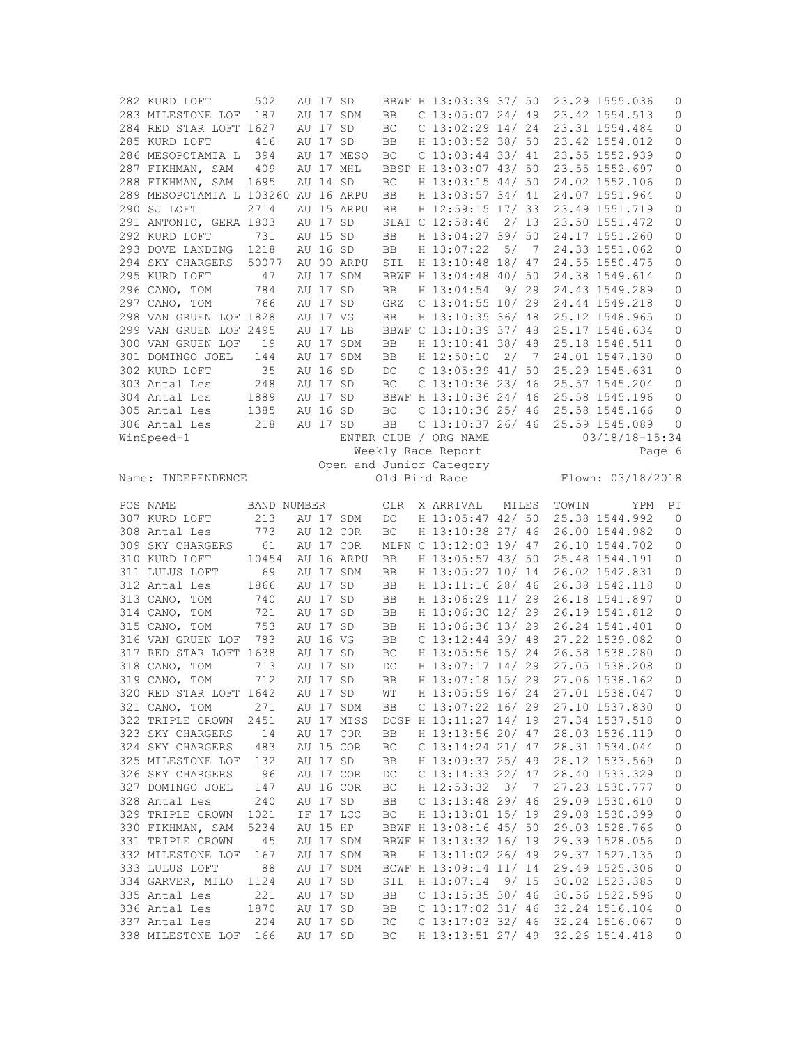| POS | NAME | BAND NUMBER | CLR | X | ARRIVAL | | MILES | TOWIN | YPM | PT |
|---|---|---|---|---|---|---|---|---|---|---|
| 282 | KURD LOFT | 502 AU 17 SD | BBWF | H | 13:03:39 | 37/ 50 | | 23.29 | 1555.036 | 0 |
| 283 | MILESTONE LOF | 187 AU 17 SDM | BB | C | 13:05:07 | 24/ 49 | | 23.42 | 1554.513 | 0 |
| 284 | RED STAR LOFT | 1627 AU 17 SD | BC | C | 13:02:29 | 14/ 24 | | 23.31 | 1554.484 | 0 |
| 285 | KURD LOFT | 416 AU 17 SD | BB | H | 13:03:52 | 38/ 50 | | 23.42 | 1554.012 | 0 |
| 286 | MESOPOTAMIA L | 394 AU 17 MESO | BC | C | 13:03:44 | 33/ 41 | | 23.55 | 1552.939 | 0 |
| 287 | FIKHMAN, SAM | 409 AU 17 MHL | BBSP | H | 13:03:07 | 43/ 50 | | 23.55 | 1552.697 | 0 |
| 288 | FIKHMAN, SAM | 1695 AU 14 SD | BC | H | 13:03:15 | 44/ 50 | | 24.02 | 1552.106 | 0 |
| 289 | MESOPOTAMIA L | 103260 AU 16 ARPU | BB | H | 13:03:57 | 34/ 41 | | 24.07 | 1551.964 | 0 |
| 290 | SJ LOFT | 2714 AU 15 ARPU | BB | H | 12:59:15 | 17/ 33 | | 23.49 | 1551.719 | 0 |
| 291 | ANTONIO, GERA | 1803 AU 17 SD | SLAT | C | 12:58:46 | 2/ 13 | | 23.50 | 1551.472 | 0 |
| 292 | KURD LOFT | 731 AU 15 SD | BB | H | 13:04:27 | 39/ 50 | | 24.17 | 1551.260 | 0 |
| 293 | DOVE LANDING | 1218 AU 16 SD | BB | H | 13:07:22 | 5/ 7 | | 24.33 | 1551.062 | 0 |
| 294 | SKY CHARGERS | 50077 AU 00 ARPU | SIL | H | 13:10:48 | 18/ 47 | | 24.55 | 1550.475 | 0 |
| 295 | KURD LOFT | 47 AU 17 SDM | BBWF | H | 13:04:48 | 40/ 50 | | 24.38 | 1549.614 | 0 |
| 296 | CANO, TOM | 784 AU 17 SD | BB | H | 13:04:54 | 9/ 29 | | 24.43 | 1549.289 | 0 |
| 297 | CANO, TOM | 766 AU 17 SD | GRZ | C | 13:04:55 | 10/ 29 | | 24.44 | 1549.218 | 0 |
| 298 | VAN GRUEN LOF | 1828 AU 17 VG | BB | H | 13:10:35 | 36/ 48 | | 25.12 | 1548.965 | 0 |
| 299 | VAN GRUEN LOF | 2495 AU 17 LB | BBWF | C | 13:10:39 | 37/ 48 | | 25.17 | 1548.634 | 0 |
| 300 | VAN GRUEN LOF | 19 AU 17 SDM | BB | H | 13:10:41 | 38/ 48 | | 25.18 | 1548.511 | 0 |
| 301 | DOMINGO JOEL | 144 AU 17 SDM | BB | H | 12:50:10 | 2/ 7 | | 24.01 | 1547.130 | 0 |
| 302 | KURD LOFT | 35 AU 16 SD | DC | C | 13:05:39 | 41/ 50 | | 25.29 | 1545.631 | 0 |
| 303 | Antal Les | 248 AU 17 SD | BC | C | 13:10:36 | 23/ 46 | | 25.57 | 1545.204 | 0 |
| 304 | Antal Les | 1889 AU 17 SD | BBWF | H | 13:10:36 | 24/ 46 | | 25.58 | 1545.196 | 0 |
| 305 | Antal Les | 1385 AU 16 SD | BC | C | 13:10:36 | 25/ 46 | | 25.58 | 1545.166 | 0 |
| 306 | Antal Les | 218 AU 17 SD | BB | C | 13:10:37 | 26/ 46 | | 25.59 | 1545.089 | 0 |

WinSpeed-1 ENTER CLUB / ORG NAME 03/18/18-15:34

Weekly Race Report

Open and Junior Category

Name: INDEPENDENCE Old Bird Race Flown: 03/18/2018

| POS | NAME | BAND NUMBER | CLR | X | ARRIVAL | | MILES | TOWIN | YPM | PT |
|---|---|---|---|---|---|---|---|---|---|---|
| 307 | KURD LOFT | 213 AU 17 SDM | DC | H | 13:05:47 | 42/ 50 | | 25.38 | 1544.992 | 0 |
| 308 | Antal Les | 773 AU 12 COR | BC | H | 13:10:38 | 27/ 46 | | 26.00 | 1544.982 | 0 |
| 309 | SKY CHARGERS | 61 AU 17 COR | MLPN | C | 13:12:03 | 19/ 47 | | 26.10 | 1544.702 | 0 |
| 310 | KURD LOFT | 10454 AU 16 ARPU | BB | H | 13:05:57 | 43/ 50 | | 25.48 | 1544.191 | 0 |
| 311 | LULUS LOFT | 69 AU 17 SDM | BB | H | 13:05:27 | 10/ 14 | | 26.02 | 1542.831 | 0 |
| 312 | Antal Les | 1866 AU 17 SD | BB | H | 13:11:16 | 28/ 46 | | 26.38 | 1542.118 | 0 |
| 313 | CANO, TOM | 740 AU 17 SD | BB | H | 13:06:29 | 11/ 29 | | 26.18 | 1541.897 | 0 |
| 314 | CANO, TOM | 721 AU 17 SD | BB | H | 13:06:30 | 12/ 29 | | 26.19 | 1541.812 | 0 |
| 315 | CANO, TOM | 753 AU 17 SD | BB | H | 13:06:36 | 13/ 29 | | 26.24 | 1541.401 | 0 |
| 316 | VAN GRUEN LOF | 783 AU 16 VG | BB | C | 13:12:44 | 39/ 48 | | 27.22 | 1539.082 | 0 |
| 317 | RED STAR LOFT | 1638 AU 17 SD | BC | H | 13:05:56 | 15/ 24 | | 26.58 | 1538.280 | 0 |
| 318 | CANO, TOM | 713 AU 17 SD | DC | H | 13:07:17 | 14/ 29 | | 27.05 | 1538.208 | 0 |
| 319 | CANO, TOM | 712 AU 17 SD | BB | H | 13:07:18 | 15/ 29 | | 27.06 | 1538.162 | 0 |
| 320 | RED STAR LOFT | 1642 AU 17 SD | WT | H | 13:05:59 | 16/ 24 | | 27.01 | 1538.047 | 0 |
| 321 | CANO, TOM | 271 AU 17 SDM | BB | C | 13:07:22 | 16/ 29 | | 27.10 | 1537.830 | 0 |
| 322 | TRIPLE CROWN | 2451 AU 17 MISS | DCSP | H | 13:11:27 | 14/ 19 | | 27.34 | 1537.518 | 0 |
| 323 | SKY CHARGERS | 14 AU 17 COR | BB | H | 13:13:56 | 20/ 47 | | 28.03 | 1536.119 | 0 |
| 324 | SKY CHARGERS | 483 AU 15 COR | BC | C | 13:14:24 | 21/ 47 | | 28.31 | 1534.044 | 0 |
| 325 | MILESTONE LOF | 132 AU 17 SD | BB | H | 13:09:37 | 25/ 49 | | 28.12 | 1533.569 | 0 |
| 326 | SKY CHARGERS | 96 AU 17 COR | DC | C | 13:14:33 | 22/ 47 | | 28.40 | 1533.329 | 0 |
| 327 | DOMINGO JOEL | 147 AU 16 COR | BC | H | 12:53:32 | 3/ 7 | | 27.23 | 1530.777 | 0 |
| 328 | Antal Les | 240 AU 17 SD | BB | C | 13:13:48 | 29/ 46 | | 29.09 | 1530.610 | 0 |
| 329 | TRIPLE CROWN | 1021 IF 17 LCC | BC | H | 13:13:01 | 15/ 19 | | 29.08 | 1530.399 | 0 |
| 330 | FIKHMAN, SAM | 5234 AU 15 HP | BBWF | H | 13:08:16 | 45/ 50 | | 29.03 | 1528.766 | 0 |
| 331 | TRIPLE CROWN | 45 AU 17 SDM | BBWF | H | 13:13:32 | 16/ 19 | | 29.39 | 1528.056 | 0 |
| 332 | MILESTONE LOF | 167 AU 17 SDM | BB | H | 13:11:02 | 26/ 49 | | 29.37 | 1527.135 | 0 |
| 333 | LULUS LOFT | 88 AU 17 SDM | BCWF | H | 13:09:14 | 11/ 14 | | 29.49 | 1525.306 | 0 |
| 334 | GARVER, MILO | 1124 AU 17 SD | SIL | H | 13:07:14 | 9/ 15 | | 30.02 | 1523.385 | 0 |
| 335 | Antal Les | 221 AU 17 SD | BB | C | 13:15:35 | 30/ 46 | | 30.56 | 1522.596 | 0 |
| 336 | Antal Les | 1870 AU 17 SD | BB | C | 13:17:02 | 31/ 46 | | 32.24 | 1516.104 | 0 |
| 337 | Antal Les | 204 AU 17 SD | RC | C | 13:17:03 | 32/ 46 | | 32.24 | 1516.067 | 0 |
| 338 | MILESTONE LOF | 166 AU 17 SD | BC | H | 13:13:51 | 27/ 49 | | 32.26 | 1514.418 | 0 |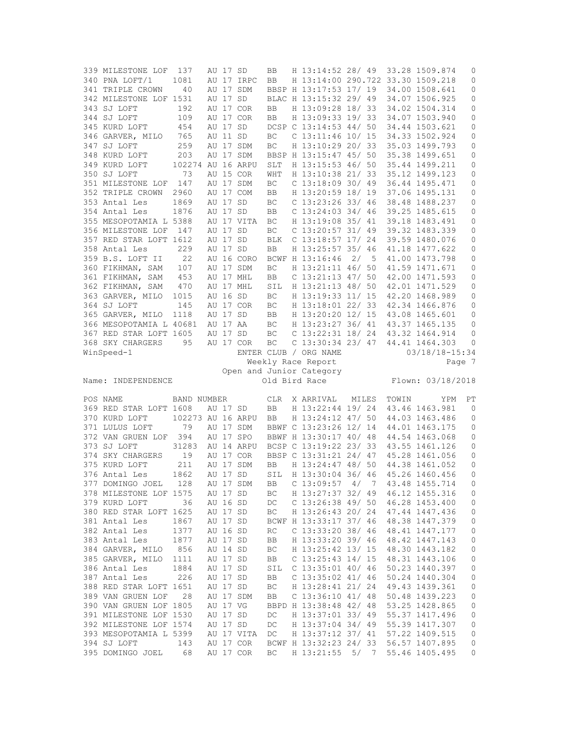| POS | NAME | BAND NUMBER | CLR | X | ARRIVAL | MILES | TOWIN | YPM | PT |
|---|---|---|---|---|---|---|---|---|---|
| 339 | MILESTONE LOF | 137 AU 17 SD | BB | H | 13:14:52 | 28/ 49 | 33.28 | 1509.874 | 0 |
| 340 | PNA LOFT/1 | 1081 AU 17 IRPC | BB | H | 13:14:00 | 290.722 | 33.30 | 1509.218 | 0 |
| 341 | TRIPLE CROWN | 40 AU 17 SDM | BBSP | H | 13:17:53 | 17/ 19 | 34.00 | 1508.641 | 0 |
| 342 | MILESTONE LOF | 1531 AU 17 SD | BLAC | H | 13:15:32 | 29/ 49 | 34.07 | 1506.925 | 0 |
| 343 | SJ LOFT | 192 AU 17 COR | BB | H | 13:09:28 | 18/ 33 | 34.02 | 1504.314 | 0 |
| 344 | SJ LOFT | 109 AU 17 COR | BB | H | 13:09:33 | 19/ 33 | 34.07 | 1503.940 | 0 |
| 345 | KURD LOFT | 454 AU 17 SD | DCSP | C | 13:14:53 | 44/ 50 | 34.44 | 1503.621 | 0 |
| 346 | GARVER, MILO | 765 AU 11 SD | BC | C | 13:11:46 | 10/ 15 | 34.33 | 1502.924 | 0 |
| 347 | SJ LOFT | 259 AU 17 SDM | BC | H | 13:10:29 | 20/ 33 | 35.03 | 1499.793 | 0 |
| 348 | KURD LOFT | 203 AU 17 SDM | BBSP | H | 13:15:47 | 45/ 50 | 35.38 | 1499.651 | 0 |
| 349 | KURD LOFT | 102274 AU 16 ARPU | SLT | H | 13:15:53 | 46/ 50 | 35.44 | 1499.211 | 0 |
| 350 | SJ LOFT | 73 AU 15 COR | WHT | H | 13:10:38 | 21/ 33 | 35.12 | 1499.123 | 0 |
| 351 | MILESTONE LOF | 147 AU 17 SDM | BC | C | 13:18:09 | 30/ 49 | 36.44 | 1495.471 | 0 |
| 352 | TRIPLE CROWN | 2960 AU 17 COM | BB | H | 13:20:59 | 18/ 19 | 37.06 | 1495.131 | 0 |
| 353 | Antal Les | 1869 AU 17 SD | BC | C | 13:23:26 | 33/ 46 | 38.48 | 1488.237 | 0 |
| 354 | Antal Les | 1876 AU 17 SD | BB | C | 13:24:03 | 34/ 46 | 39.25 | 1485.615 | 0 |
| 355 | MESOPOTAMIA L | 5388 AU 17 VITA | BC | H | 13:19:08 | 35/ 41 | 39.18 | 1483.491 | 0 |
| 356 | MILESTONE LOF | 147 AU 17 SD | BC | C | 13:20:57 | 31/ 49 | 39.32 | 1483.339 | 0 |
| 357 | RED STAR LOFT | 1612 AU 17 SD | BLK | C | 13:18:57 | 17/ 24 | 39.59 | 1480.076 | 0 |
| 358 | Antal Les | 229 AU 17 SD | BB | H | 13:25:57 | 35/ 46 | 41.18 | 1477.622 | 0 |
| 359 | B.S. LOFT II | 22 AU 16 CORO | BCWF | H | 13:16:46 | 2/ 5 | 41.00 | 1473.798 | 0 |
| 360 | FIKHMAN, SAM | 107 AU 17 SDM | BC | H | 13:21:11 | 46/ 50 | 41.59 | 1471.671 | 0 |
| 361 | FIKHMAN, SAM | 453 AU 17 MHL | BB | C | 13:21:13 | 47/ 50 | 42.00 | 1471.593 | 0 |
| 362 | FIKHMAN, SAM | 470 AU 17 MHL | SIL | H | 13:21:13 | 48/ 50 | 42.01 | 1471.529 | 0 |
| 363 | GARVER, MILO | 1015 AU 16 SD | BC | H | 13:19:33 | 11/ 15 | 42.20 | 1468.989 | 0 |
| 364 | SJ LOFT | 145 AU 17 COR | BC | H | 13:18:01 | 22/ 33 | 42.34 | 1466.876 | 0 |
| 365 | GARVER, MILO | 1118 AU 17 SD | BB | H | 13:20:20 | 12/ 15 | 43.08 | 1465.601 | 0 |
| 366 | MESOPOTAMIA L | 40681 AU 17 AA | BC | H | 13:23:27 | 36/ 41 | 43.37 | 1465.135 | 0 |
| 367 | RED STAR LOFT | 1605 AU 17 SD | BC | C | 13:22:31 | 18/ 24 | 43.32 | 1464.914 | 0 |
| 368 | SKY CHARGERS | 95 AU 17 COR | BC | C | 13:30:34 | 23/ 47 | 44.41 | 1464.303 | 0 |

WinSpeed-1 ENTER CLUB / ORG NAME 03/18/18-15:34

Weekly Race Report Page 7

Open and Junior Category

Name: INDEPENDENCE Old Bird Race Flown: 03/18/2018

| POS | NAME | BAND NUMBER | CLR | X | ARRIVAL | MILES | TOWIN | YPM | PT |
|---|---|---|---|---|---|---|---|---|---|
| 369 | RED STAR LOFT | 1608 AU 17 SD | BB | H | 13:22:44 | 19/ 24 | 43.46 | 1463.981 | 0 |
| 370 | KURD LOFT | 102273 AU 16 ARPU | BB | H | 13:24:12 | 47/ 50 | 44.03 | 1463.486 | 0 |
| 371 | LULUS LOFT | 79 AU 17 SDM | BBWF | C | 13:23:26 | 12/ 14 | 44.01 | 1463.175 | 0 |
| 372 | VAN GRUEN LOF | 394 AU 17 SPO | BBWF | H | 13:30:17 | 40/ 48 | 44.54 | 1463.068 | 0 |
| 373 | SJ LOFT | 31283 AU 14 ARPU | BCSP | C | 13:19:22 | 23/ 33 | 43.55 | 1461.126 | 0 |
| 374 | SKY CHARGERS | 19 AU 17 COR | BBSP | C | 13:31:21 | 24/ 47 | 45.28 | 1461.056 | 0 |
| 375 | KURD LOFT | 211 AU 17 SDM | BB | H | 13:24:47 | 48/ 50 | 44.38 | 1461.052 | 0 |
| 376 | Antal Les | 1862 AU 17 SD | SIL | H | 13:30:04 | 36/ 46 | 45.26 | 1460.456 | 0 |
| 377 | DOMINGO JOEL | 128 AU 17 SDM | BB | C | 13:09:57 | 4/ 7 | 43.48 | 1455.714 | 0 |
| 378 | MILESTONE LOF | 1575 AU 17 SD | BC | H | 13:27:37 | 32/ 49 | 46.12 | 1455.316 | 0 |
| 379 | KURD LOFT | 36 AU 16 SD | DC | C | 13:26:38 | 49/ 50 | 46.28 | 1453.400 | 0 |
| 380 | RED STAR LOFT | 1625 AU 17 SD | BC | H | 13:26:43 | 20/ 24 | 47.44 | 1447.436 | 0 |
| 381 | Antal Les | 1867 AU 17 SD | BCWF | H | 13:33:17 | 37/ 46 | 48.38 | 1447.379 | 0 |
| 382 | Antal Les | 1377 AU 16 SD | RC | C | 13:33:20 | 38/ 46 | 48.41 | 1447.177 | 0 |
| 383 | Antal Les | 1877 AU 17 SD | BB | H | 13:33:20 | 39/ 46 | 48.42 | 1447.143 | 0 |
| 384 | GARVER, MILO | 856 AU 14 SD | BC | H | 13:25:42 | 13/ 15 | 48.30 | 1443.182 | 0 |
| 385 | GARVER, MILO | 1111 AU 17 SD | BB | C | 13:25:43 | 14/ 15 | 48.31 | 1443.106 | 0 |
| 386 | Antal Les | 1884 AU 17 SD | SIL | C | 13:35:01 | 40/ 46 | 50.23 | 1440.397 | 0 |
| 387 | Antal Les | 226 AU 17 SD | BB | C | 13:35:02 | 41/ 46 | 50.24 | 1440.304 | 0 |
| 388 | RED STAR LOFT | 1651 AU 17 SD | BC | H | 13:28:41 | 21/ 24 | 49.43 | 1439.361 | 0 |
| 389 | VAN GRUEN LOF | 28 AU 17 SDM | BB | C | 13:36:10 | 41/ 48 | 50.48 | 1439.223 | 0 |
| 390 | VAN GRUEN LOF | 1805 AU 17 VG | BBPD | H | 13:38:48 | 42/ 48 | 53.25 | 1428.865 | 0 |
| 391 | MILESTONE LOF | 1530 AU 17 SD | DC | H | 13:37:01 | 33/ 49 | 55.37 | 1417.496 | 0 |
| 392 | MILESTONE LOF | 1574 AU 17 SD | DC | H | 13:37:04 | 34/ 49 | 55.39 | 1417.307 | 0 |
| 393 | MESOPOTAMIA L | 5399 AU 17 VITA | DC | H | 13:37:12 | 37/ 41 | 57.22 | 1409.515 | 0 |
| 394 | SJ LOFT | 143 AU 17 COR | BCWF | H | 13:32:23 | 24/ 33 | 56.57 | 1407.895 | 0 |
| 395 | DOMINGO JOEL | 68 AU 17 COR | BC | H | 13:21:55 | 5/ 7 | 55.46 | 1405.495 | 0 |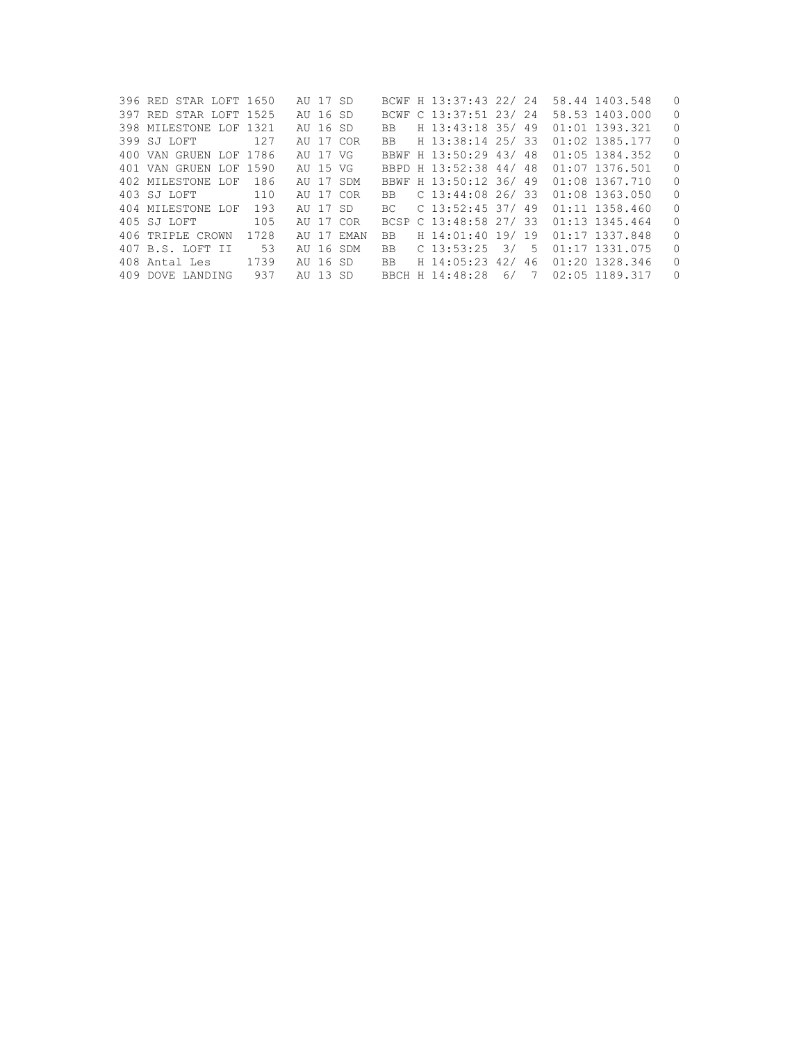| | | | | | | | | | | | | |
|---|---|---|---|---|---|---|---|---|---|---|---|---|
| 396 | RED STAR LOFT | 1650 | AU 17 | SD | BCWF | H | 13:37:43 | 22/ 24 | 58.44 | 1403.548 | 0 |
| 397 | RED STAR LOFT | 1525 | AU 16 | SD | BCWF | C | 13:37:51 | 23/ 24 | 58.53 | 1403.000 | 0 |
| 398 | MILESTONE LOF | 1321 | AU 16 | SD | BB | H | 13:43:18 | 35/ 49 | 01:01 | 1393.321 | 0 |
| 399 | SJ LOFT | 127 | AU 17 | COR | BB | H | 13:38:14 | 25/ 33 | 01:02 | 1385.177 | 0 |
| 400 | VAN GRUEN LOF | 1786 | AU 17 | VG | BBWF | H | 13:50:29 | 43/ 48 | 01:05 | 1384.352 | 0 |
| 401 | VAN GRUEN LOF | 1590 | AU 15 | VG | BBPD | H | 13:52:38 | 44/ 48 | 01:07 | 1376.501 | 0 |
| 402 | MILESTONE LOF | 186 | AU 17 | SDM | BBWF | H | 13:50:12 | 36/ 49 | 01:08 | 1367.710 | 0 |
| 403 | SJ LOFT | 110 | AU 17 | COR | BB | C | 13:44:08 | 26/ 33 | 01:08 | 1363.050 | 0 |
| 404 | MILESTONE LOF | 193 | AU 17 | SD | BC | C | 13:52:45 | 37/ 49 | 01:11 | 1358.460 | 0 |
| 405 | SJ LOFT | 105 | AU 17 | COR | BCSP | C | 13:48:58 | 27/ 33 | 01:13 | 1345.464 | 0 |
| 406 | TRIPLE CROWN | 1728 | AU 17 | EMAN | BB | H | 14:01:40 | 19/ 19 | 01:17 | 1337.848 | 0 |
| 407 | B.S. LOFT II | 53 | AU 16 | SDM | BB | C | 13:53:25 | 3/ 5 | 01:17 | 1331.075 | 0 |
| 408 | Antal Les | 1739 | AU 16 | SD | BB | H | 14:05:23 | 42/ 46 | 01:20 | 1328.346 | 0 |
| 409 | DOVE LANDING | 937 | AU 13 | SD | BBCH | H | 14:48:28 | 6/ 7 | 02:05 | 1189.317 | 0 |